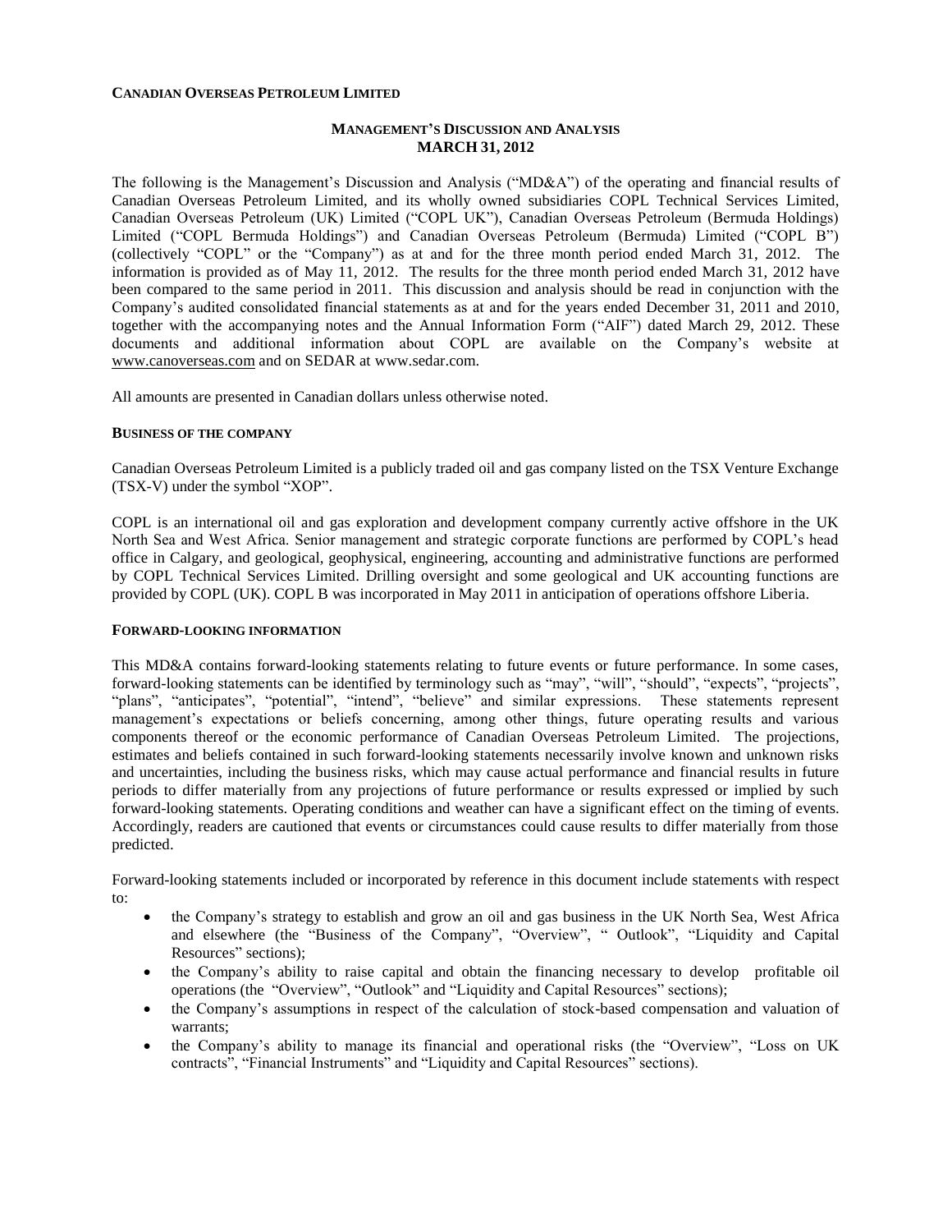**CANADIAN OVERSEAS PETROLEUM LIMITED**

**MANAGEMENT'S DISCUSSION AND ANALYSIS**
**MARCH 31, 2012**

The following is the Management's Discussion and Analysis ("MD&A") of the operating and financial results of Canadian Overseas Petroleum Limited, and its wholly owned subsidiaries COPL Technical Services Limited, Canadian Overseas Petroleum (UK) Limited ("COPL UK"), Canadian Overseas Petroleum (Bermuda Holdings) Limited ("COPL Bermuda Holdings") and Canadian Overseas Petroleum (Bermuda) Limited ("COPL B") (collectively "COPL" or the "Company") as at and for the three month period ended March 31, 2012. The information is provided as of May 11, 2012. The results for the three month period ended March 31, 2012 have been compared to the same period in 2011. This discussion and analysis should be read in conjunction with the Company's audited consolidated financial statements as at and for the years ended December 31, 2011 and 2010, together with the accompanying notes and the Annual Information Form ("AIF") dated March 29, 2012. These documents and additional information about COPL are available on the Company's website at www.canoverseas.com and on SEDAR at www.sedar.com.

All amounts are presented in Canadian dollars unless otherwise noted.

**BUSINESS OF THE COMPANY**

Canadian Overseas Petroleum Limited is a publicly traded oil and gas company listed on the TSX Venture Exchange (TSX-V) under the symbol "XOP".

COPL is an international oil and gas exploration and development company currently active offshore in the UK North Sea and West Africa. Senior management and strategic corporate functions are performed by COPL's head office in Calgary, and geological, geophysical, engineering, accounting and administrative functions are performed by COPL Technical Services Limited. Drilling oversight and some geological and UK accounting functions are provided by COPL (UK). COPL B was incorporated in May 2011 in anticipation of operations offshore Liberia.

**FORWARD-LOOKING INFORMATION**

This MD&A contains forward-looking statements relating to future events or future performance. In some cases, forward-looking statements can be identified by terminology such as "may", "will", "should", "expects", "projects", "plans", "anticipates", "potential", "intend", "believe" and similar expressions. These statements represent management's expectations or beliefs concerning, among other things, future operating results and various components thereof or the economic performance of Canadian Overseas Petroleum Limited. The projections, estimates and beliefs contained in such forward-looking statements necessarily involve known and unknown risks and uncertainties, including the business risks, which may cause actual performance and financial results in future periods to differ materially from any projections of future performance or results expressed or implied by such forward-looking statements. Operating conditions and weather can have a significant effect on the timing of events. Accordingly, readers are cautioned that events or circumstances could cause results to differ materially from those predicted.

Forward-looking statements included or incorporated by reference in this document include statements with respect to:

- the Company's strategy to establish and grow an oil and gas business in the UK North Sea, West Africa and elsewhere (the "Business of the Company", "Overview", " Outlook", "Liquidity and Capital Resources" sections);
- the Company's ability to raise capital and obtain the financing necessary to develop profitable oil operations (the "Overview", "Outlook" and "Liquidity and Capital Resources" sections);
- the Company's assumptions in respect of the calculation of stock-based compensation and valuation of warrants;
- the Company's ability to manage its financial and operational risks (the "Overview", "Loss on UK contracts", "Financial Instruments" and "Liquidity and Capital Resources" sections).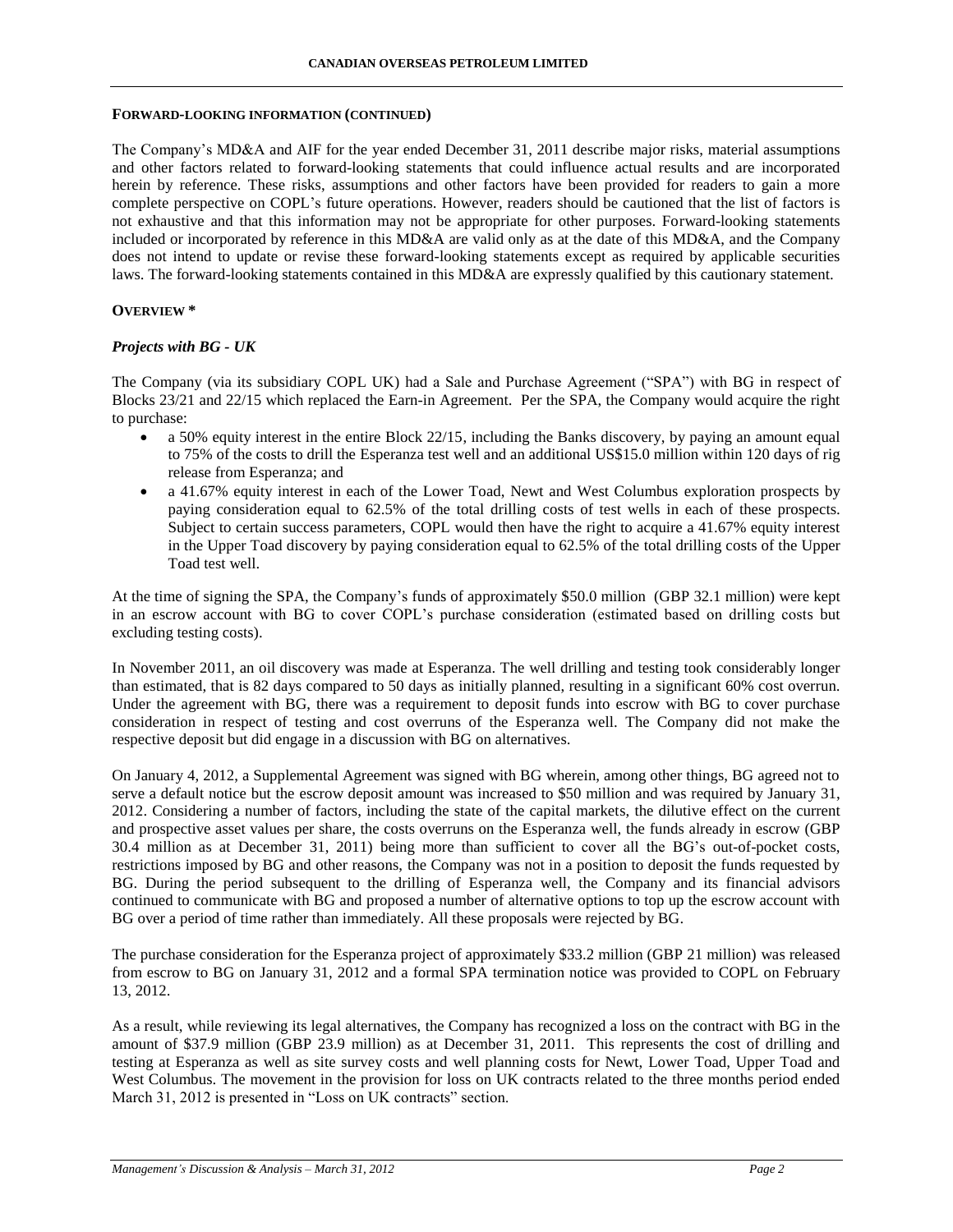## FORWARD-LOOKING INFORMATION (CONTINUED)

The Company's MD&A and AIF for the year ended December 31, 2011 describe major risks, material assumptions and other factors related to forward-looking statements that could influence actual results and are incorporated herein by reference. These risks, assumptions and other factors have been provided for readers to gain a more complete perspective on COPL's future operations. However, readers should be cautioned that the list of factors is not exhaustive and that this information may not be appropriate for other purposes. Forward-looking statements included or incorporated by reference in this MD&A are valid only as at the date of this MD&A, and the Company does not intend to update or revise these forward-looking statements except as required by applicable securities laws. The forward-looking statements contained in this MD&A are expressly qualified by this cautionary statement.

## OVERVIEW *

### *Projects with BG - UK*

The Company (via its subsidiary COPL UK) had a Sale and Purchase Agreement ("SPA") with BG in respect of Blocks 23/21 and 22/15 which replaced the Earn-in Agreement. Per the SPA, the Company would acquire the right to purchase:

- a 50% equity interest in the entire Block 22/15, including the Banks discovery, by paying an amount equal to 75% of the costs to drill the Esperanza test well and an additional US$15.0 million within 120 days of rig release from Esperanza; and
- a 41.67% equity interest in each of the Lower Toad, Newt and West Columbus exploration prospects by paying consideration equal to 62.5% of the total drilling costs of test wells in each of these prospects. Subject to certain success parameters, COPL would then have the right to acquire a 41.67% equity interest in the Upper Toad discovery by paying consideration equal to 62.5% of the total drilling costs of the Upper Toad test well.

At the time of signing the SPA, the Company's funds of approximately $50.0 million (GBP 32.1 million) were kept in an escrow account with BG to cover COPL's purchase consideration (estimated based on drilling costs but excluding testing costs).

In November 2011, an oil discovery was made at Esperanza. The well drilling and testing took considerably longer than estimated, that is 82 days compared to 50 days as initially planned, resulting in a significant 60% cost overrun. Under the agreement with BG, there was a requirement to deposit funds into escrow with BG to cover purchase consideration in respect of testing and cost overruns of the Esperanza well. The Company did not make the respective deposit but did engage in a discussion with BG on alternatives.

On January 4, 2012, a Supplemental Agreement was signed with BG wherein, among other things, BG agreed not to serve a default notice but the escrow deposit amount was increased to $50 million and was required by January 31, 2012. Considering a number of factors, including the state of the capital markets, the dilutive effect on the current and prospective asset values per share, the costs overruns on the Esperanza well, the funds already in escrow (GBP 30.4 million as at December 31, 2011) being more than sufficient to cover all the BG's out-of-pocket costs, restrictions imposed by BG and other reasons, the Company was not in a position to deposit the funds requested by BG. During the period subsequent to the drilling of Esperanza well, the Company and its financial advisors continued to communicate with BG and proposed a number of alternative options to top up the escrow account with BG over a period of time rather than immediately. All these proposals were rejected by BG.

The purchase consideration for the Esperanza project of approximately $33.2 million (GBP 21 million) was released from escrow to BG on January 31, 2012 and a formal SPA termination notice was provided to COPL on February 13, 2012.

As a result, while reviewing its legal alternatives, the Company has recognized a loss on the contract with BG in the amount of $37.9 million (GBP 23.9 million) as at December 31, 2011. This represents the cost of drilling and testing at Esperanza as well as site survey costs and well planning costs for Newt, Lower Toad, Upper Toad and West Columbus. The movement in the provision for loss on UK contracts related to the three months period ended March 31, 2012 is presented in "Loss on UK contracts" section.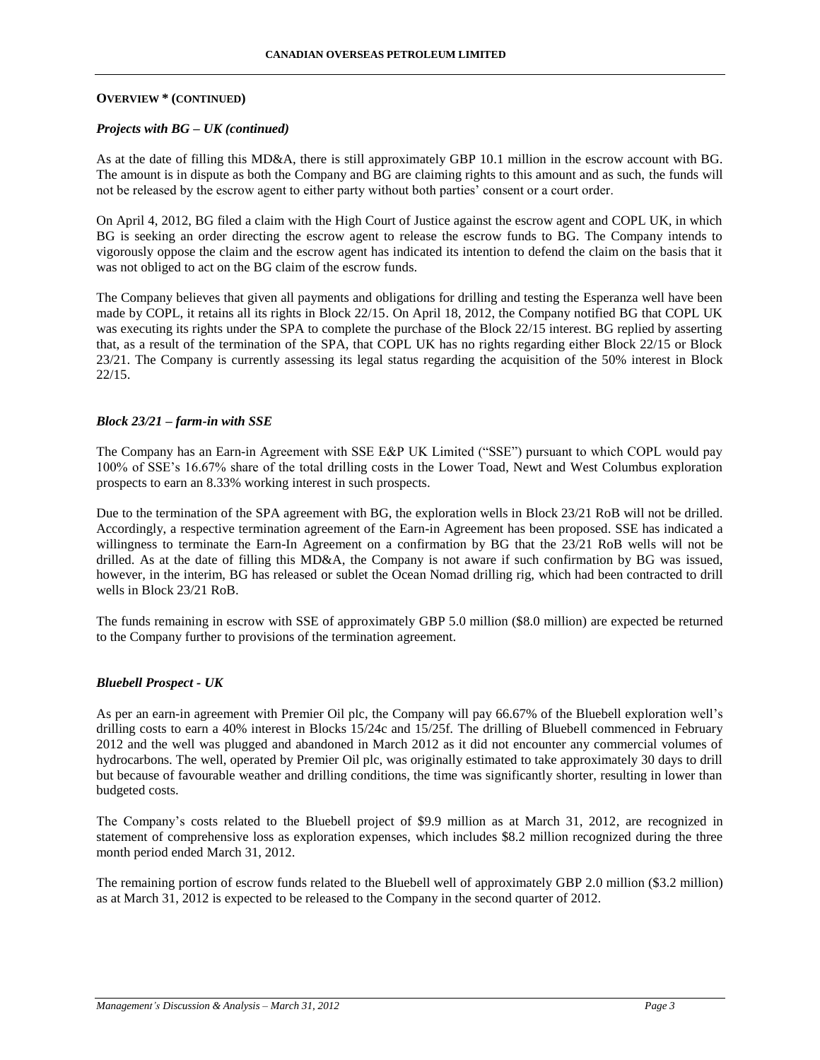**OVERVIEW * (CONTINUED)**

***Projects with BG – UK (continued)***

As at the date of filling this MD&A, there is still approximately GBP 10.1 million in the escrow account with BG. The amount is in dispute as both the Company and BG are claiming rights to this amount and as such, the funds will not be released by the escrow agent to either party without both parties' consent or a court order.

On April 4, 2012, BG filed a claim with the High Court of Justice against the escrow agent and COPL UK, in which BG is seeking an order directing the escrow agent to release the escrow funds to BG. The Company intends to vigorously oppose the claim and the escrow agent has indicated its intention to defend the claim on the basis that it was not obliged to act on the BG claim of the escrow funds.

The Company believes that given all payments and obligations for drilling and testing the Esperanza well have been made by COPL, it retains all its rights in Block 22/15. On April 18, 2012, the Company notified BG that COPL UK was executing its rights under the SPA to complete the purchase of the Block 22/15 interest. BG replied by asserting that, as a result of the termination of the SPA, that COPL UK has no rights regarding either Block 22/15 or Block 23/21. The Company is currently assessing its legal status regarding the acquisition of the 50% interest in Block 22/15.

***Block 23/21 – farm-in with SSE***

The Company has an Earn-in Agreement with SSE E&P UK Limited ("SSE") pursuant to which COPL would pay 100% of SSE's 16.67% share of the total drilling costs in the Lower Toad, Newt and West Columbus exploration prospects to earn an 8.33% working interest in such prospects.

Due to the termination of the SPA agreement with BG, the exploration wells in Block 23/21 RoB will not be drilled. Accordingly, a respective termination agreement of the Earn-in Agreement has been proposed. SSE has indicated a willingness to terminate the Earn-In Agreement on a confirmation by BG that the 23/21 RoB wells will not be drilled. As at the date of filling this MD&A, the Company is not aware if such confirmation by BG was issued, however, in the interim, BG has released or sublet the Ocean Nomad drilling rig, which had been contracted to drill wells in Block 23/21 RoB.

The funds remaining in escrow with SSE of approximately GBP 5.0 million ($8.0 million) are expected be returned to the Company further to provisions of the termination agreement.

***Bluebell Prospect - UK***

As per an earn-in agreement with Premier Oil plc, the Company will pay 66.67% of the Bluebell exploration well's drilling costs to earn a 40% interest in Blocks 15/24c and 15/25f. The drilling of Bluebell commenced in February 2012 and the well was plugged and abandoned in March 2012 as it did not encounter any commercial volumes of hydrocarbons. The well, operated by Premier Oil plc, was originally estimated to take approximately 30 days to drill but because of favourable weather and drilling conditions, the time was significantly shorter, resulting in lower than budgeted costs.

The Company's costs related to the Bluebell project of $9.9 million as at March 31, 2012, are recognized in statement of comprehensive loss as exploration expenses, which includes $8.2 million recognized during the three month period ended March 31, 2012.

The remaining portion of escrow funds related to the Bluebell well of approximately GBP 2.0 million ($3.2 million) as at March 31, 2012 is expected to be released to the Company in the second quarter of 2012.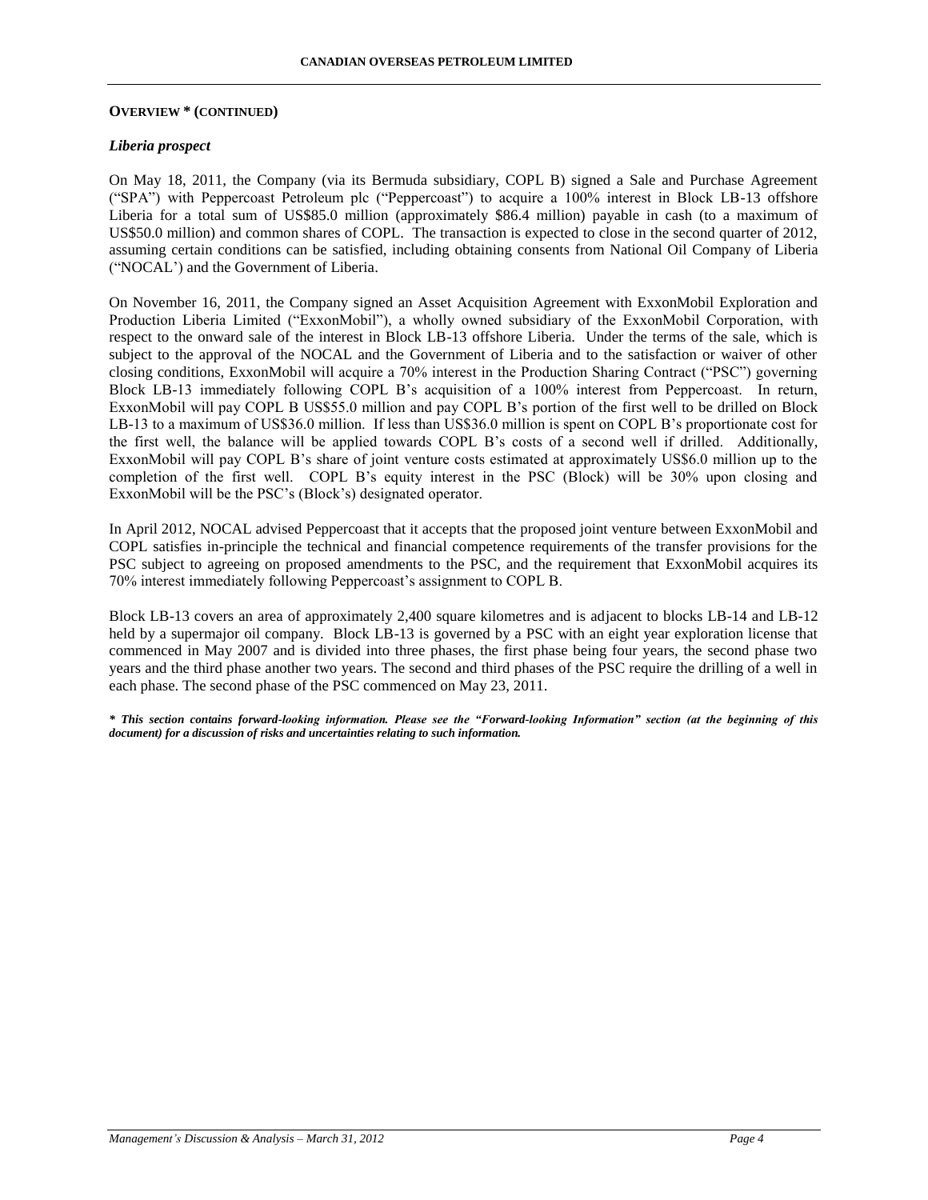**OVERVIEW * (CONTINUED)**

***Liberia prospect***

On May 18, 2011, the Company (via its Bermuda subsidiary, COPL B) signed a Sale and Purchase Agreement ("SPA") with Peppercoast Petroleum plc ("Peppercoast") to acquire a 100% interest in Block LB-13 offshore Liberia for a total sum of US$85.0 million (approximately $86.4 million) payable in cash (to a maximum of US$50.0 million) and common shares of COPL. The transaction is expected to close in the second quarter of 2012, assuming certain conditions can be satisfied, including obtaining consents from National Oil Company of Liberia ("NOCAL') and the Government of Liberia.

On November 16, 2011, the Company signed an Asset Acquisition Agreement with ExxonMobil Exploration and Production Liberia Limited ("ExxonMobil"), a wholly owned subsidiary of the ExxonMobil Corporation, with respect to the onward sale of the interest in Block LB-13 offshore Liberia. Under the terms of the sale, which is subject to the approval of the NOCAL and the Government of Liberia and to the satisfaction or waiver of other closing conditions, ExxonMobil will acquire a 70% interest in the Production Sharing Contract ("PSC") governing Block LB-13 immediately following COPL B's acquisition of a 100% interest from Peppercoast. In return, ExxonMobil will pay COPL B US$55.0 million and pay COPL B's portion of the first well to be drilled on Block LB-13 to a maximum of US$36.0 million. If less than US$36.0 million is spent on COPL B's proportionate cost for the first well, the balance will be applied towards COPL B's costs of a second well if drilled. Additionally, ExxonMobil will pay COPL B's share of joint venture costs estimated at approximately US$6.0 million up to the completion of the first well. COPL B's equity interest in the PSC (Block) will be 30% upon closing and ExxonMobil will be the PSC's (Block's) designated operator.

In April 2012, NOCAL advised Peppercoast that it accepts that the proposed joint venture between ExxonMobil and COPL satisfies in-principle the technical and financial competence requirements of the transfer provisions for the PSC subject to agreeing on proposed amendments to the PSC, and the requirement that ExxonMobil acquires its 70% interest immediately following Peppercoast's assignment to COPL B.

Block LB-13 covers an area of approximately 2,400 square kilometres and is adjacent to blocks LB-14 and LB-12 held by a supermajor oil company. Block LB-13 is governed by a PSC with an eight year exploration license that commenced in May 2007 and is divided into three phases, the first phase being four years, the second phase two years and the third phase another two years. The second and third phases of the PSC require the drilling of a well in each phase. The second phase of the PSC commenced on May 23, 2011.

***\* This section contains forward-looking information. Please see the "Forward-looking Information" section (at the beginning of this document) for a discussion of risks and uncertainties relating to such information.***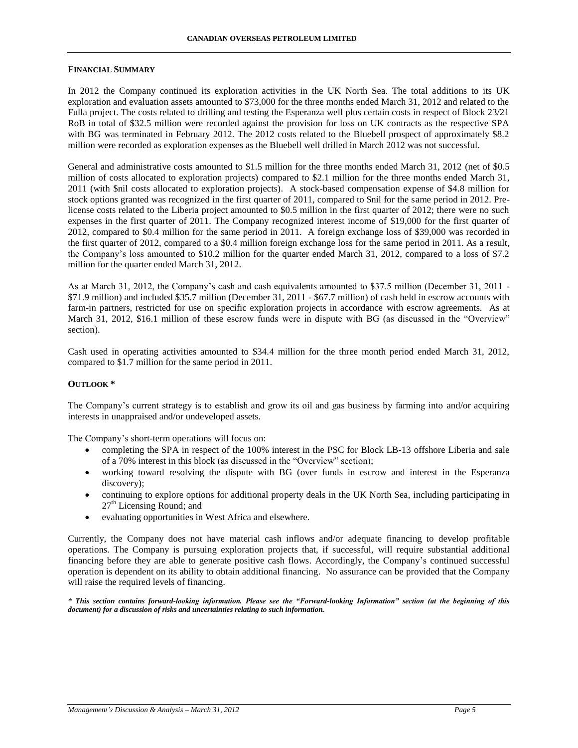## FINANCIAL SUMMARY

In 2012 the Company continued its exploration activities in the UK North Sea. The total additions to its UK exploration and evaluation assets amounted to \$73,000 for the three months ended March 31, 2012 and related to the Fulla project. The costs related to drilling and testing the Esperanza well plus certain costs in respect of Block 23/21 RoB in total of \$32.5 million were recorded against the provision for loss on UK contracts as the respective SPA with BG was terminated in February 2012. The 2012 costs related to the Bluebell prospect of approximately \$8.2 million were recorded as exploration expenses as the Bluebell well drilled in March 2012 was not successful.

General and administrative costs amounted to \$1.5 million for the three months ended March 31, 2012 (net of \$0.5 million of costs allocated to exploration projects) compared to \$2.1 million for the three months ended March 31, 2011 (with \$nil costs allocated to exploration projects). A stock-based compensation expense of \$4.8 million for stock options granted was recognized in the first quarter of 2011, compared to \$nil for the same period in 2012. Pre-license costs related to the Liberia project amounted to \$0.5 million in the first quarter of 2012; there were no such expenses in the first quarter of 2011. The Company recognized interest income of \$19,000 for the first quarter of 2012, compared to \$0.4 million for the same period in 2011. A foreign exchange loss of \$39,000 was recorded in the first quarter of 2012, compared to a \$0.4 million foreign exchange loss for the same period in 2011. As a result, the Company's loss amounted to \$10.2 million for the quarter ended March 31, 2012, compared to a loss of \$7.2 million for the quarter ended March 31, 2012.

As at March 31, 2012, the Company's cash and cash equivalents amounted to \$37.5 million (December 31, 2011 - \$71.9 million) and included \$35.7 million (December 31, 2011 - \$67.7 million) of cash held in escrow accounts with farm-in partners, restricted for use on specific exploration projects in accordance with escrow agreements. As at March 31, 2012, \$16.1 million of these escrow funds were in dispute with BG (as discussed in the "Overview" section).

Cash used in operating activities amounted to \$34.4 million for the three month period ended March 31, 2012, compared to \$1.7 million for the same period in 2011.

## OUTLOOK *

The Company's current strategy is to establish and grow its oil and gas business by farming into and/or acquiring interests in unappraised and/or undeveloped assets.

The Company's short-term operations will focus on:

- completing the SPA in respect of the 100% interest in the PSC for Block LB-13 offshore Liberia and sale of a 70% interest in this block (as discussed in the "Overview" section);
- working toward resolving the dispute with BG (over funds in escrow and interest in the Esperanza discovery);
- continuing to explore options for additional property deals in the UK North Sea, including participating in 27th Licensing Round; and
- evaluating opportunities in West Africa and elsewhere.

Currently, the Company does not have material cash inflows and/or adequate financing to develop profitable operations. The Company is pursuing exploration projects that, if successful, will require substantial additional financing before they are able to generate positive cash flows. Accordingly, the Company's continued successful operation is dependent on its ability to obtain additional financing. No assurance can be provided that the Company will raise the required levels of financing.

***\* This section contains forward-looking information. Please see the "Forward-looking Information" section (at the beginning of this document) for a discussion of risks and uncertainties relating to such information.***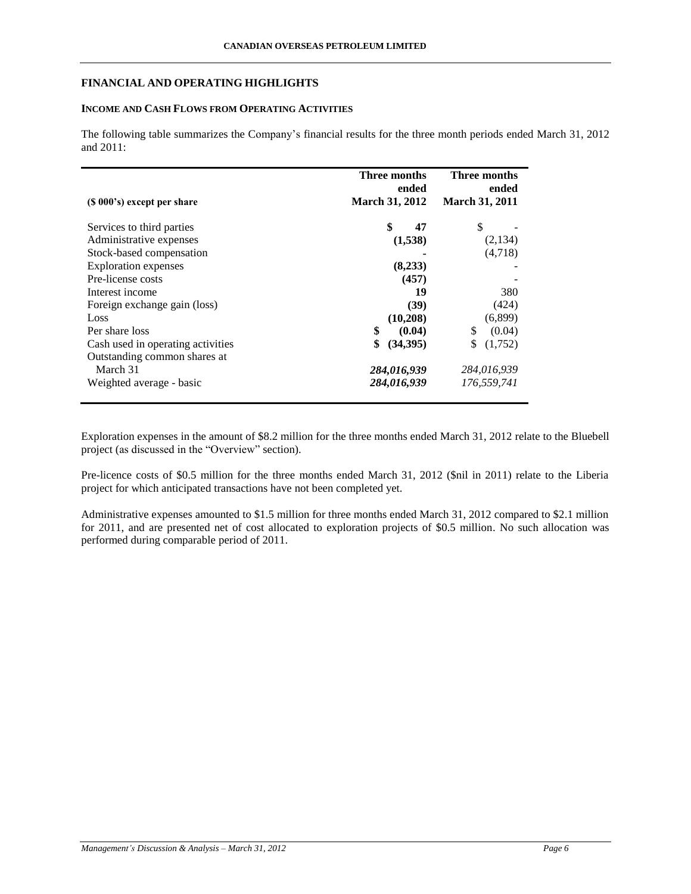## FINANCIAL AND OPERATING HIGHLIGHTS

### INCOME AND CASH FLOWS FROM OPERATING ACTIVITIES

The following table summarizes the Company's financial results for the three month periods ended March 31, 2012 and 2011:

| ($ 000's) except per share | Three months ended March 31, 2012 | Three months ended March 31, 2011 |
|---|---|---|
| Services to third parties | **$ 47** | $ - |
| Administrative expenses | **(1,538)** | (2,134) |
| Stock-based compensation | **-** | (4,718) |
| Exploration expenses | **(8,233)** | - |
| Pre-license costs | **(457)** | - |
| Interest income | **19** | 380 |
| Foreign exchange gain (loss) | **(39)** | (424) |
| Loss | **(10,208)** | (6,899) |
| Per share loss | **$ (0.04)** | $ (0.04) |
| Cash used in operating activities | **$ (34,395)** | $ (1,752) |
| Outstanding common shares at March 31 | ***284,016,939*** | *284,016,939* |
| Weighted average - basic | ***284,016,939*** | *176,559,741* |

Exploration expenses in the amount of $8.2 million for the three months ended March 31, 2012 relate to the Bluebell project (as discussed in the "Overview" section).

Pre-licence costs of $0.5 million for the three months ended March 31, 2012 ($nil in 2011) relate to the Liberia project for which anticipated transactions have not been completed yet.

Administrative expenses amounted to $1.5 million for three months ended March 31, 2012 compared to $2.1 million for 2011, and are presented net of cost allocated to exploration projects of $0.5 million. No such allocation was performed during comparable period of 2011.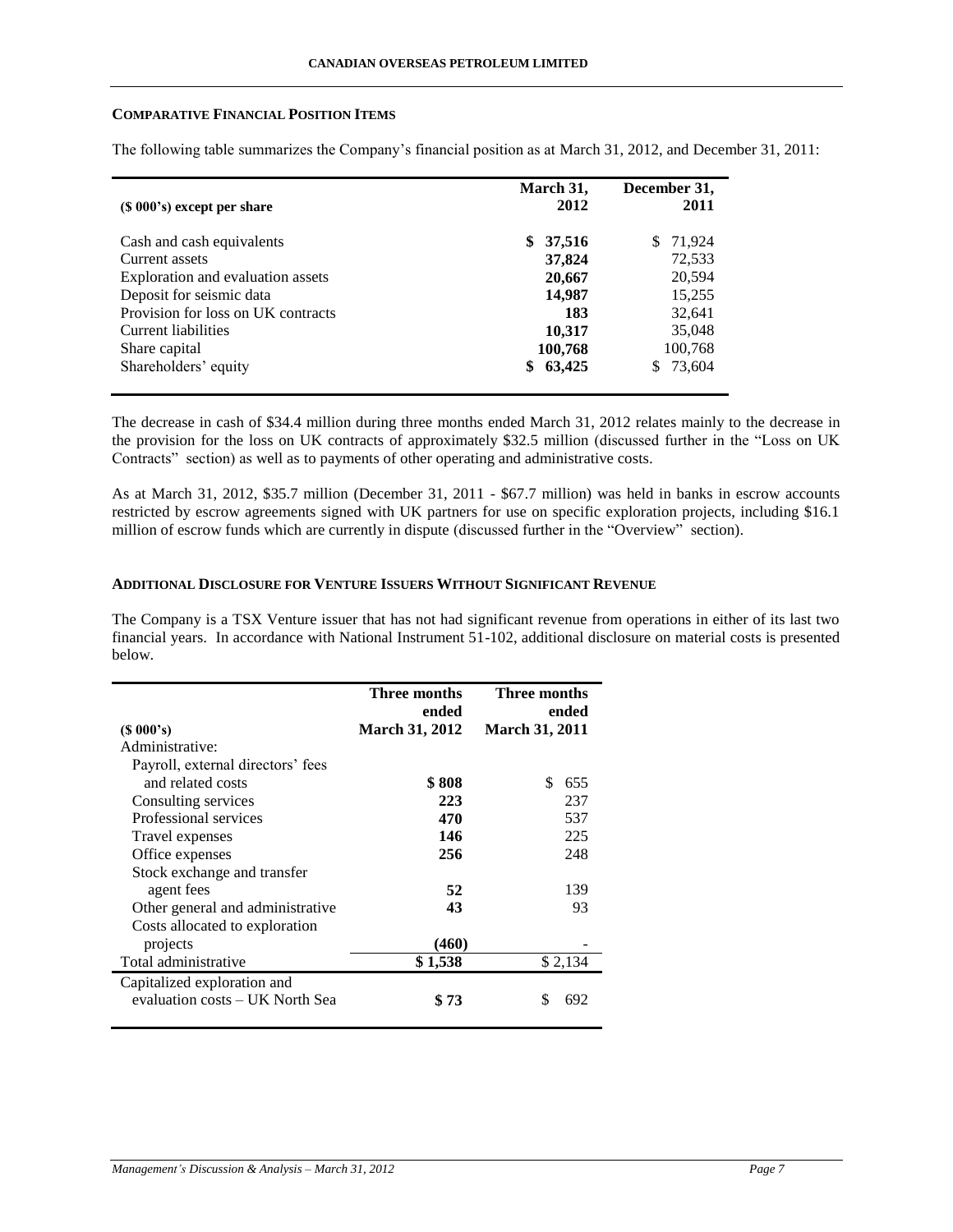## COMPARATIVE FINANCIAL POSITION ITEMS

The following table summarizes the Company's financial position as at March 31, 2012, and December 31, 2011:

| ($ 000's) except per share | March 31, 2012 | December 31, 2011 |
|---|---|---|
| Cash and cash equivalents | **$ 37,516** | $ 71,924 |
| Current assets | **37,824** | 72,533 |
| Exploration and evaluation assets | **20,667** | 20,594 |
| Deposit for seismic data | **14,987** | 15,255 |
| Provision for loss on UK contracts | **183** | 32,641 |
| Current liabilities | **10,317** | 35,048 |
| Share capital | **100,768** | 100,768 |
| Shareholders' equity | **$ 63,425** | $ 73,604 |

The decrease in cash of $34.4 million during three months ended March 31, 2012 relates mainly to the decrease in the provision for the loss on UK contracts of approximately $32.5 million (discussed further in the "Loss on UK Contracts" section) as well as to payments of other operating and administrative costs.

As at March 31, 2012, $35.7 million (December 31, 2011 - $67.7 million) was held in banks in escrow accounts restricted by escrow agreements signed with UK partners for use on specific exploration projects, including $16.1 million of escrow funds which are currently in dispute (discussed further in the "Overview" section).

## ADDITIONAL DISCLOSURE FOR VENTURE ISSUERS WITHOUT SIGNIFICANT REVENUE

The Company is a TSX Venture issuer that has not had significant revenue from operations in either of its last two financial years. In accordance with National Instrument 51-102, additional disclosure on material costs is presented below.

| ($ 000's) | Three months ended March 31, 2012 | Three months ended March 31, 2011 |
|---|---|---|
| Administrative: | | |
| Payroll, external directors' fees and related costs | **$ 808** | $ 655 |
| Consulting services | **223** | 237 |
| Professional services | **470** | 537 |
| Travel expenses | **146** | 225 |
| Office expenses | **256** | 248 |
| Stock exchange and transfer agent fees | **52** | 139 |
| Other general and administrative | **43** | 93 |
| Costs allocated to exploration projects | **(460)** | - |
| Total administrative | **$ 1,538** | $ 2,134 |
| Capitalized exploration and evaluation costs – UK North Sea | **$ 73** | $ 692 |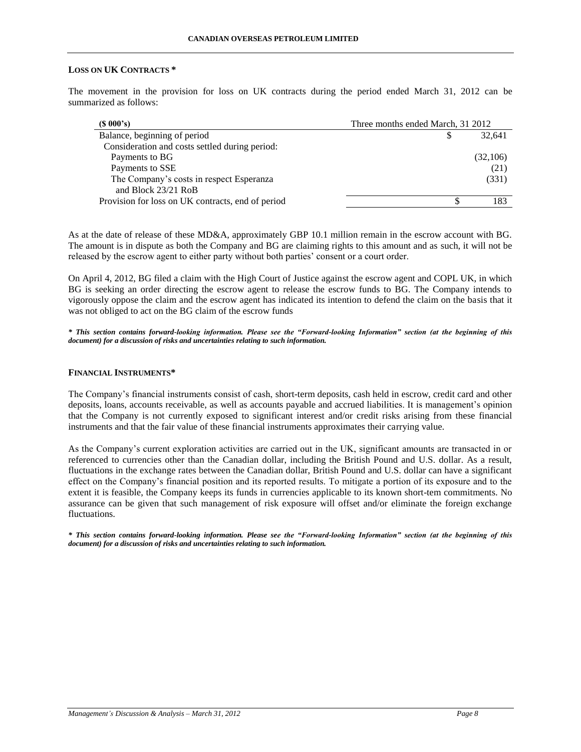### LOSS ON UK CONTRACTS *

The movement in the provision for loss on UK contracts during the period ended March 31, 2012 can be summarized as follows:

| ($ 000's) | Three months ended March, 31 2012 |
|---|---|
| Balance, beginning of period | $ 32,641 |
| Consideration and costs settled during period: | |
| Payments to BG | (32,106) |
| Payments to SSE | (21) |
| The Company's costs in respect Esperanza and Block 23/21 RoB | (331) |
| Provision for loss on UK contracts, end of period | $ 183 |

As at the date of release of these MD&A, approximately GBP 10.1 million remain in the escrow account with BG. The amount is in dispute as both the Company and BG are claiming rights to this amount and as such, it will not be released by the escrow agent to either party without both parties' consent or a court order.

On April 4, 2012, BG filed a claim with the High Court of Justice against the escrow agent and COPL UK, in which BG is seeking an order directing the escrow agent to release the escrow funds to BG. The Company intends to vigorously oppose the claim and the escrow agent has indicated its intention to defend the claim on the basis that it was not obliged to act on the BG claim of the escrow funds

***\* This section contains forward-looking information. Please see the "Forward-looking Information" section (at the beginning of this document) for a discussion of risks and uncertainties relating to such information.***

### FINANCIAL INSTRUMENTS*

The Company's financial instruments consist of cash, short-term deposits, cash held in escrow, credit card and other deposits, loans, accounts receivable, as well as accounts payable and accrued liabilities. It is management's opinion that the Company is not currently exposed to significant interest and/or credit risks arising from these financial instruments and that the fair value of these financial instruments approximates their carrying value.

As the Company's current exploration activities are carried out in the UK, significant amounts are transacted in or referenced to currencies other than the Canadian dollar, including the British Pound and U.S. dollar. As a result, fluctuations in the exchange rates between the Canadian dollar, British Pound and U.S. dollar can have a significant effect on the Company's financial position and its reported results. To mitigate a portion of its exposure and to the extent it is feasible, the Company keeps its funds in currencies applicable to its known short-tem commitments. No assurance can be given that such management of risk exposure will offset and/or eliminate the foreign exchange fluctuations.

***\* This section contains forward-looking information. Please see the "Forward-looking Information" section (at the beginning of this document) for a discussion of risks and uncertainties relating to such information.***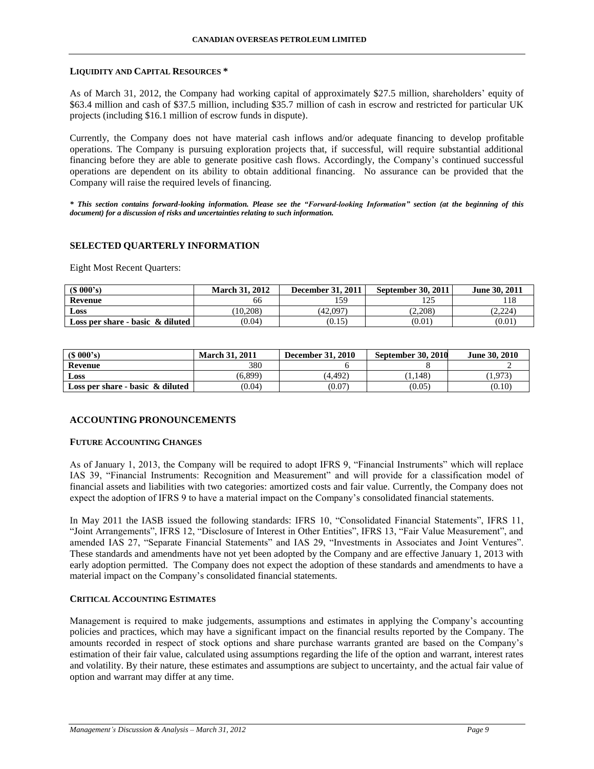#### LIQUIDITY AND CAPITAL RESOURCES *

As of March 31, 2012, the Company had working capital of approximately $27.5 million, shareholders' equity of $63.4 million and cash of $37.5 million, including $35.7 million of cash in escrow and restricted for particular UK projects (including $16.1 million of escrow funds in dispute).

Currently, the Company does not have material cash inflows and/or adequate financing to develop profitable operations. The Company is pursuing exploration projects that, if successful, will require substantial additional financing before they are able to generate positive cash flows. Accordingly, the Company's continued successful operations are dependent on its ability to obtain additional financing. No assurance can be provided that the Company will raise the required levels of financing.

***\* This section contains forward-looking information. Please see the "Forward-looking Information" section (at the beginning of this document) for a discussion of risks and uncertainties relating to such information.***

## SELECTED QUARTERLY INFORMATION

Eight Most Recent Quarters:

| ($ 000's) | March 31, 2012 | December 31, 2011 | September 30, 2011 | June 30, 2011 |
|---|---|---|---|---|
| **Revenue** | 66 | 159 | 125 | 118 |
| **Loss** | (10,208) | (42,097) | (2,208) | (2,224) |
| **Loss per share - basic & diluted** | (0.04) | (0.15) | (0.01) | (0.01) |

| ($ 000's) | March 31, 2011 | December 31, 2010 | September 30, 2010 | June 30, 2010 |
|---|---|---|---|---|
| **Revenue** | 380 | 6 | 8 | 2 |
| **Loss** | (6,899) | (4,492) | (1,148) | (1,973) |
| **Loss per share - basic & diluted** | (0.04) | (0.07) | (0.05) | (0.10) |

## ACCOUNTING PRONOUNCEMENTS

#### FUTURE ACCOUNTING CHANGES

As of January 1, 2013, the Company will be required to adopt IFRS 9, "Financial Instruments" which will replace IAS 39, "Financial Instruments: Recognition and Measurement" and will provide for a classification model of financial assets and liabilities with two categories: amortized costs and fair value. Currently, the Company does not expect the adoption of IFRS 9 to have a material impact on the Company's consolidated financial statements.

In May 2011 the IASB issued the following standards: IFRS 10, "Consolidated Financial Statements", IFRS 11, "Joint Arrangements", IFRS 12, "Disclosure of Interest in Other Entities", IFRS 13, "Fair Value Measurement", and amended IAS 27, "Separate Financial Statements" and IAS 29, "Investments in Associates and Joint Ventures". These standards and amendments have not yet been adopted by the Company and are effective January 1, 2013 with early adoption permitted. The Company does not expect the adoption of these standards and amendments to have a material impact on the Company's consolidated financial statements.

#### CRITICAL ACCOUNTING ESTIMATES

Management is required to make judgements, assumptions and estimates in applying the Company's accounting policies and practices, which may have a significant impact on the financial results reported by the Company. The amounts recorded in respect of stock options and share purchase warrants granted are based on the Company's estimation of their fair value, calculated using assumptions regarding the life of the option and warrant, interest rates and volatility. By their nature, these estimates and assumptions are subject to uncertainty, and the actual fair value of option and warrant may differ at any time.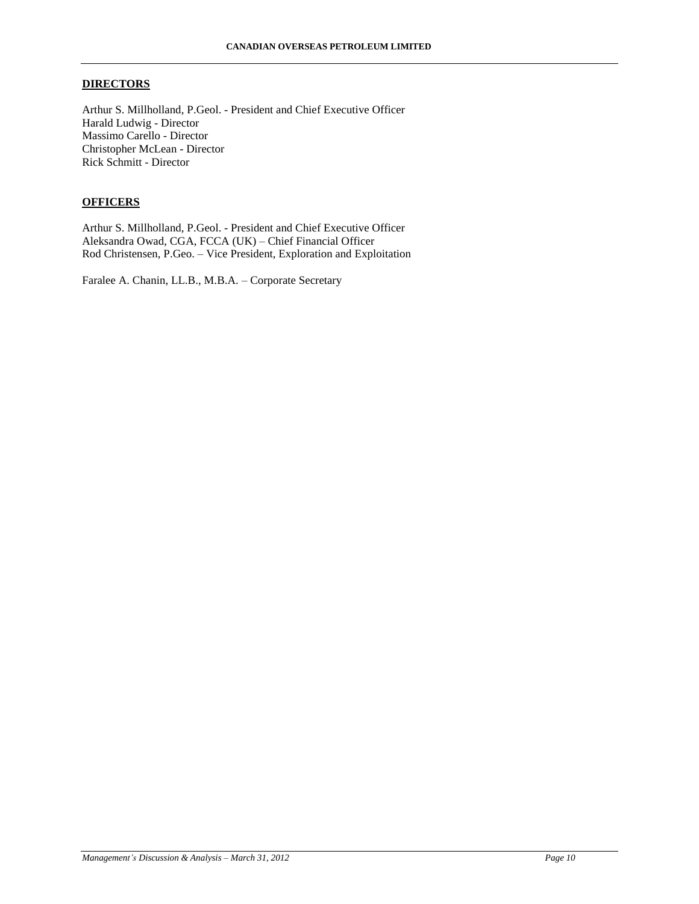## DIRECTORS

Arthur S. Millholland, P.Geol. - President and Chief Executive Officer
Harald Ludwig - Director
Massimo Carello - Director
Christopher McLean - Director
Rick Schmitt - Director

## OFFICERS

Arthur S. Millholland, P.Geol. - President and Chief Executive Officer
Aleksandra Owad, CGA, FCCA (UK) – Chief Financial Officer
Rod Christensen, P.Geo. – Vice President, Exploration and Exploitation

Faralee A. Chanin, LL.B., M.B.A. – Corporate Secretary